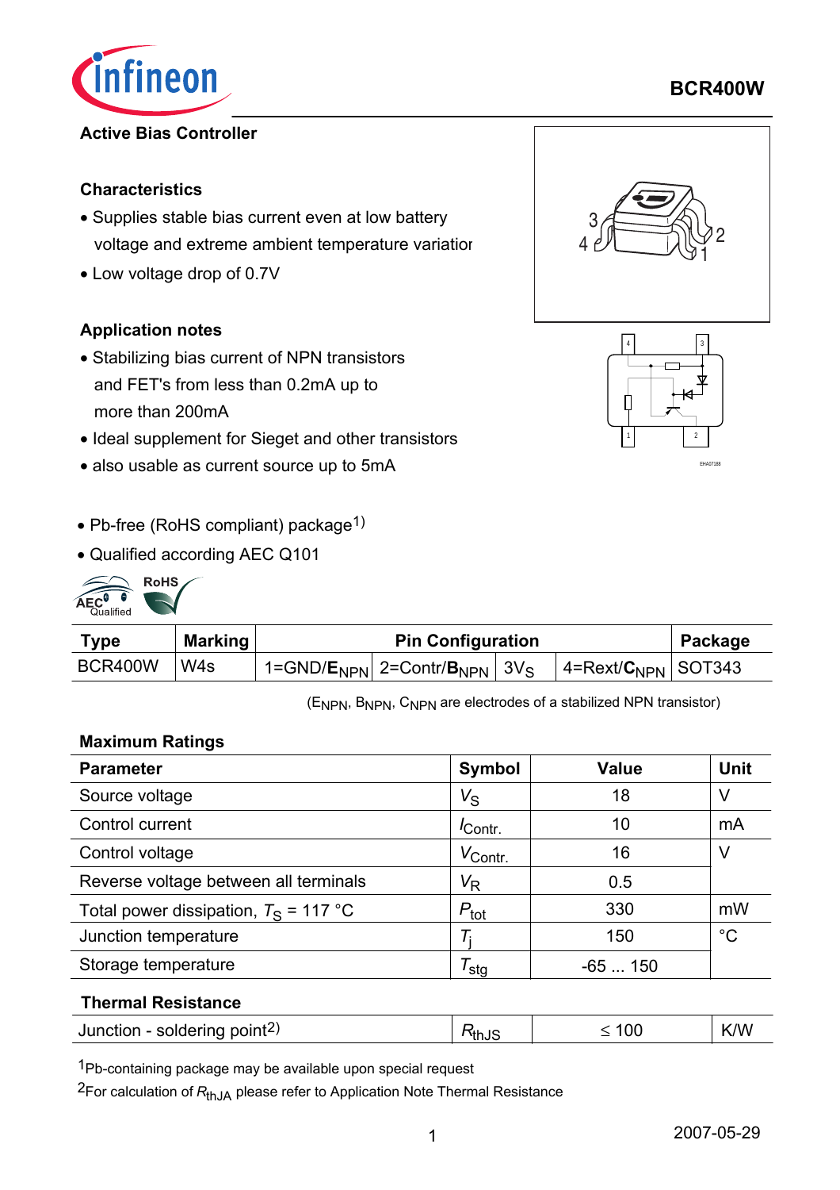# BCR400W

**Active Bias Controller**

**Characteristics**

- Supplies stable bias current even at low battery voltage and extreme ambient temperature variatior
- Low voltage drop of 0.7V

**Application notes**

- Stabilizing bias current of NPN transistors and FET's from less than 0.2mA up to more than 200mA
- Ideal supplement for Sieget and other transistors
- also usable as current source up to 5mA

- Pb-free (RoHS compliant) package[1)]
- Qualified according AEC Q101

| Type | Marking | Pin Configuration | | | | Package |
|---|---|---|---|---|---|---|
| BCR400W | W4s | 1=GND/**E**$_{NPN}$ | 2=Contr/**B**$_{NPN}$ | 3$V_S$ | 4=Rext/**C**$_{NPN}$ | SOT343 |

($E_{NPN}$, $B_{NPN}$, $C_{NPN}$ are electrodes of a stabilized NPN transistor)

**Maximum Ratings**

| Parameter | Symbol | Value | Unit |
|---|---|---|---|
| Source voltage | $V_S$ | 18 | V |
| Control current | $I_{Contr.}$ | 10 | mA |
| Control voltage | $V_{Contr.}$ | 16 | V |
| Reverse voltage between all terminals | $V_R$ | 0.5 | |
| Total power dissipation, $T_S$ = 117 °C | $P_{tot}$ | 330 | mW |
| Junction temperature | $T_j$ | 150 | °C |
| Storage temperature | $T_{stg}$ | -65 ... 150 | |

**Thermal Resistance**

| Parameter | Symbol | Value | Unit |
|---|---|---|---|
| Junction - soldering point[2)] | $R_{thJS}$ | ≤ 100 | K/W |

[1]Pb-containing package may be available upon special request

[2]For calculation of $R_{thJA}$ please refer to Application Note Thermal Resistance

2007-05-29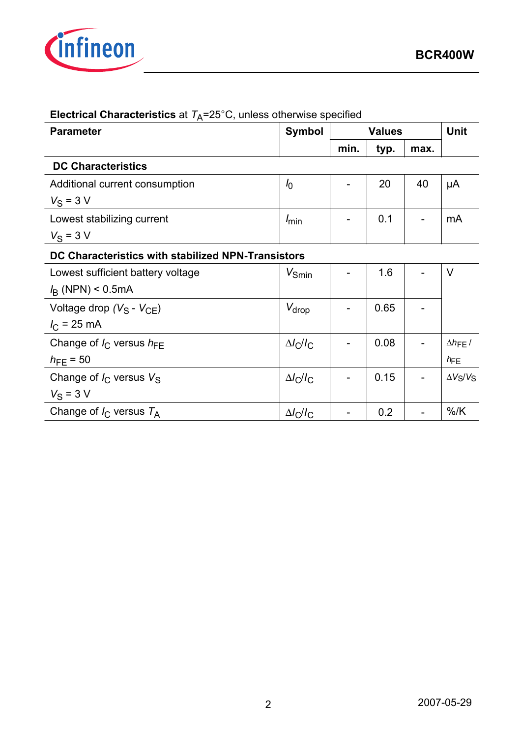**Electrical Characteristics** at $T_A$=25°C, unless otherwise specified

| Parameter | Symbol | Values | | | Unit |
|---|---|---|---|---|---|
| | | min. | typ. | max. | |
| **DC Characteristics** | | | | | |
| Additional current consumption<br>$V_S$ = 3 V | $I_0$ | - | 20 | 40 | µA |
| Lowest stabilizing current<br>$V_S$ = 3 V | $I_{min}$ | - | 0.1 | - | mA |
| **DC Characteristics with stabilized NPN-Transistors** | | | | | |
| Lowest sufficient battery voltage<br>$I_B$ (NPN) < 0.5mA | $V_{Smin}$ | - | 1.6 | - | V |
| Voltage drop ($V_S$ - $V_{CE}$)<br>$I_C$ = 25 mA | $V_{drop}$ | - | 0.65 | - | |
| Change of $I_C$ versus $h_{FE}$<br>$h_{FE}$ = 50 | $\Delta I_C/I_C$ | - | 0.08 | - | $\Delta h_{FE}$ / $h_{FE}$ |
| Change of $I_C$ versus $V_S$<br>$V_S$ = 3 V | $\Delta I_C/I_C$ | - | 0.15 | - | $\Delta V_S/V_S$ |
| Change of $I_C$ versus $T_A$ | $\Delta I_C/I_C$ | - | 0.2 | - | %/K |

2007-05-29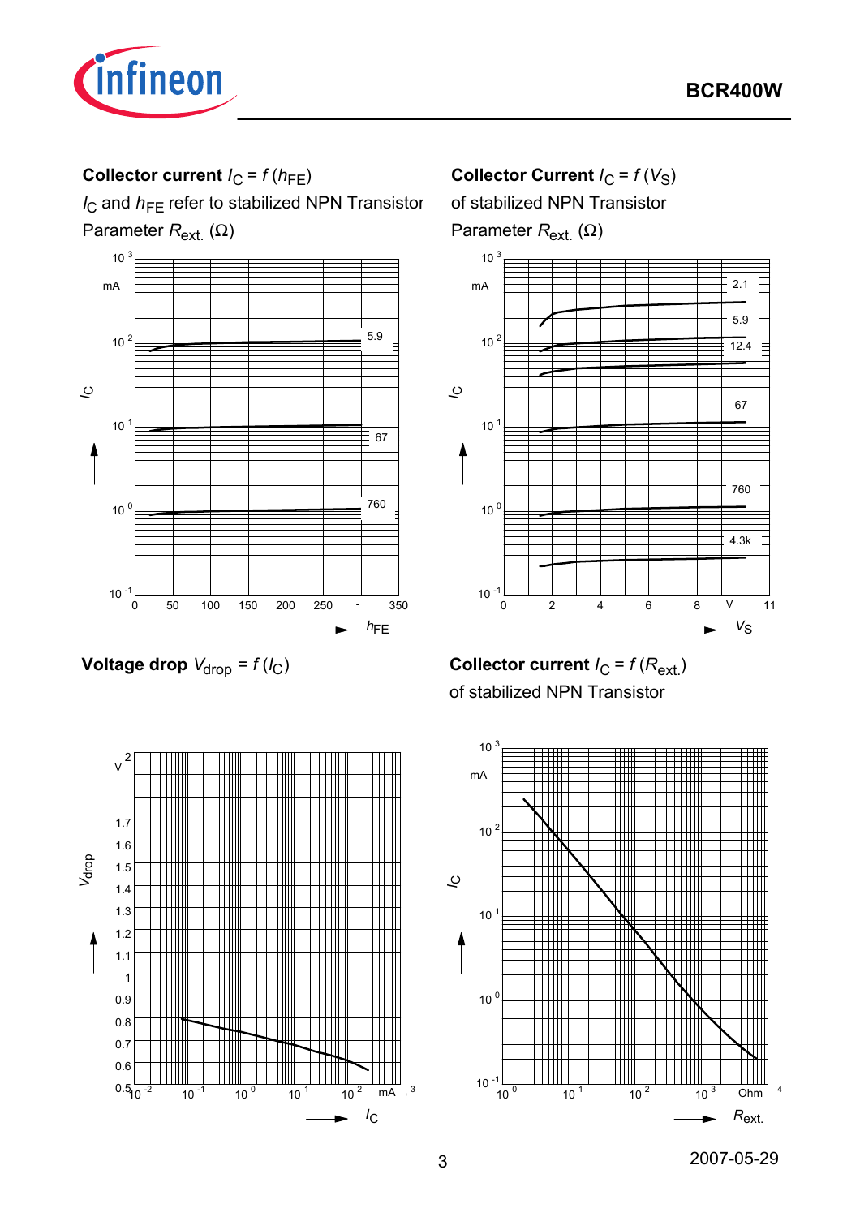**Collector current $I_C = f(h_{FE})$**

$I_C$ and $h_{FE}$ refer to stabilized NPN Transistor

Parameter $R_{ext.}$ (Ω)

**Collector Current $I_C = f(V_S)$**

of stabilized NPN Transistor

Parameter $R_{ext.}$ (Ω)

**Voltage drop $V_{drop} = f(I_C)$**

**Collector current $I_C = f(R_{ext.})$**

of stabilized NPN Transistor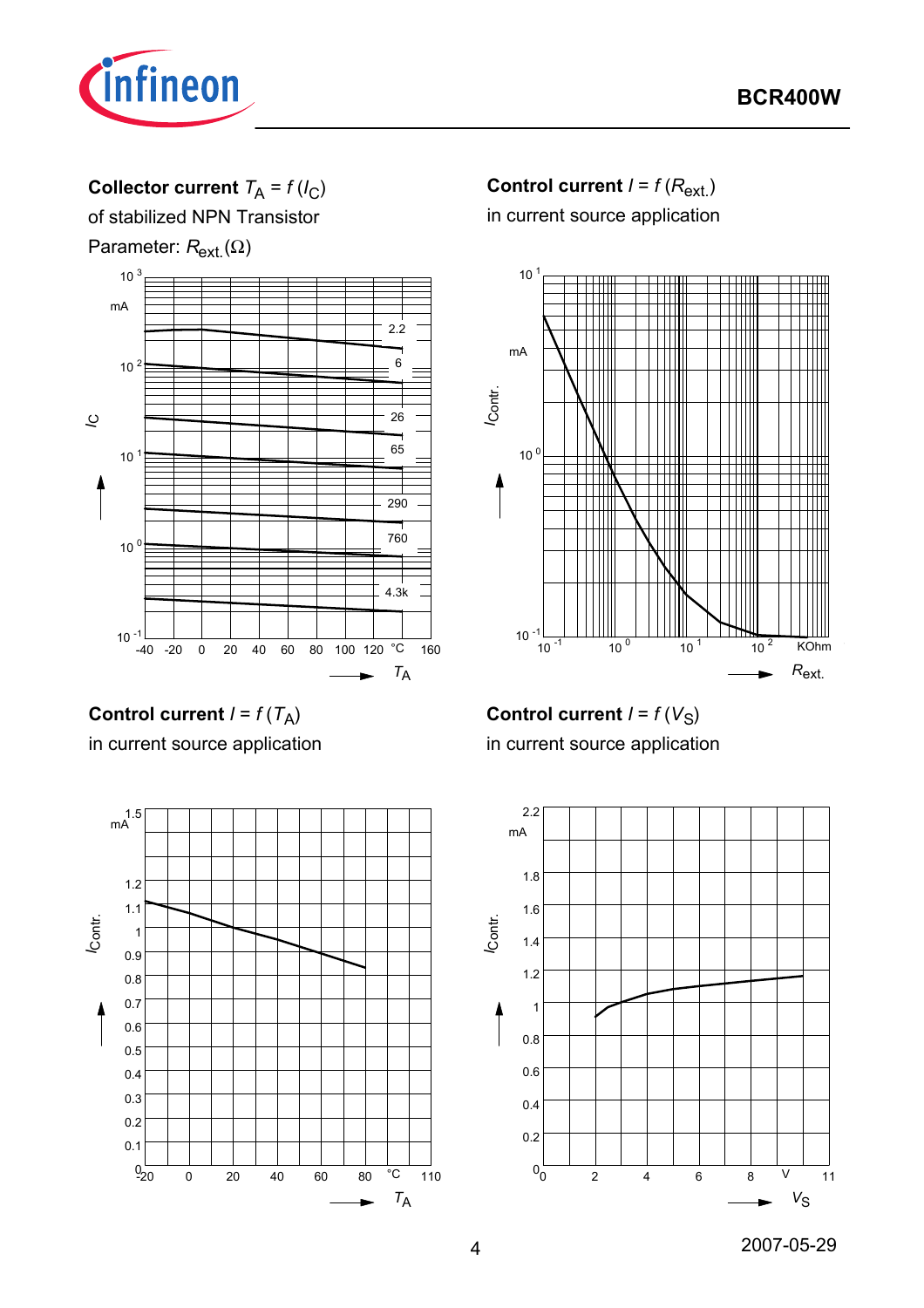**Collector current $T_A = f(I_C)$**

of stabilized NPN Transistor

Parameter: $R_{ext.}(\Omega)$

**Control current $I = f(R_{ext.})$**

in current source application

**Control current $I = f(T_A)$**

in current source application

**Control current $I = f(V_S)$**

in current source application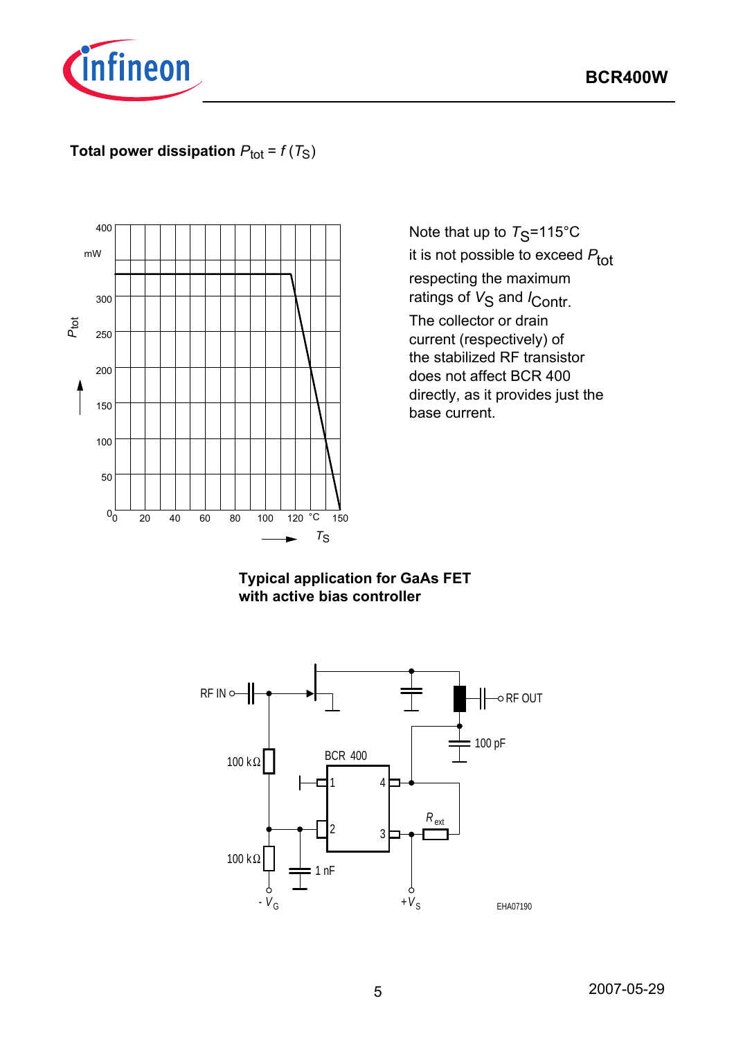**Total power dissipation** $P_{tot} = f(T_S)$

Note that up to $T_S$=115°C it is not possible to exceed $P_{tot}$ respecting the maximum ratings of $V_S$ and $I_{Contr.}$

The collector or drain current (respectively) of the stabilized RF transistor does not affect BCR 400 directly, as it provides just the base current.

**Typical application for GaAs FET with active bias controller**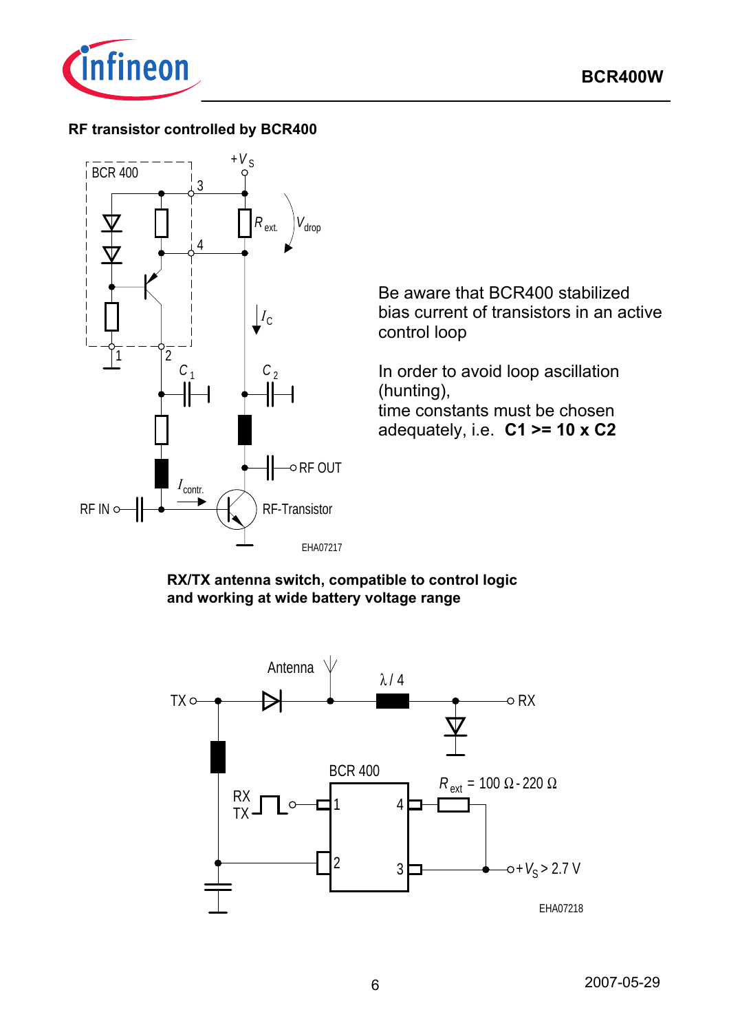### RF transistor controlled by BCR400

Be aware that BCR400 stabilized bias current of transistors in an active control loop

In order to avoid loop ascillation (hunting), time constants must be chosen adequately, i.e. **C1 >= 10 x C2**

### RX/TX antenna switch, compatible to control logic and working at wide battery voltage range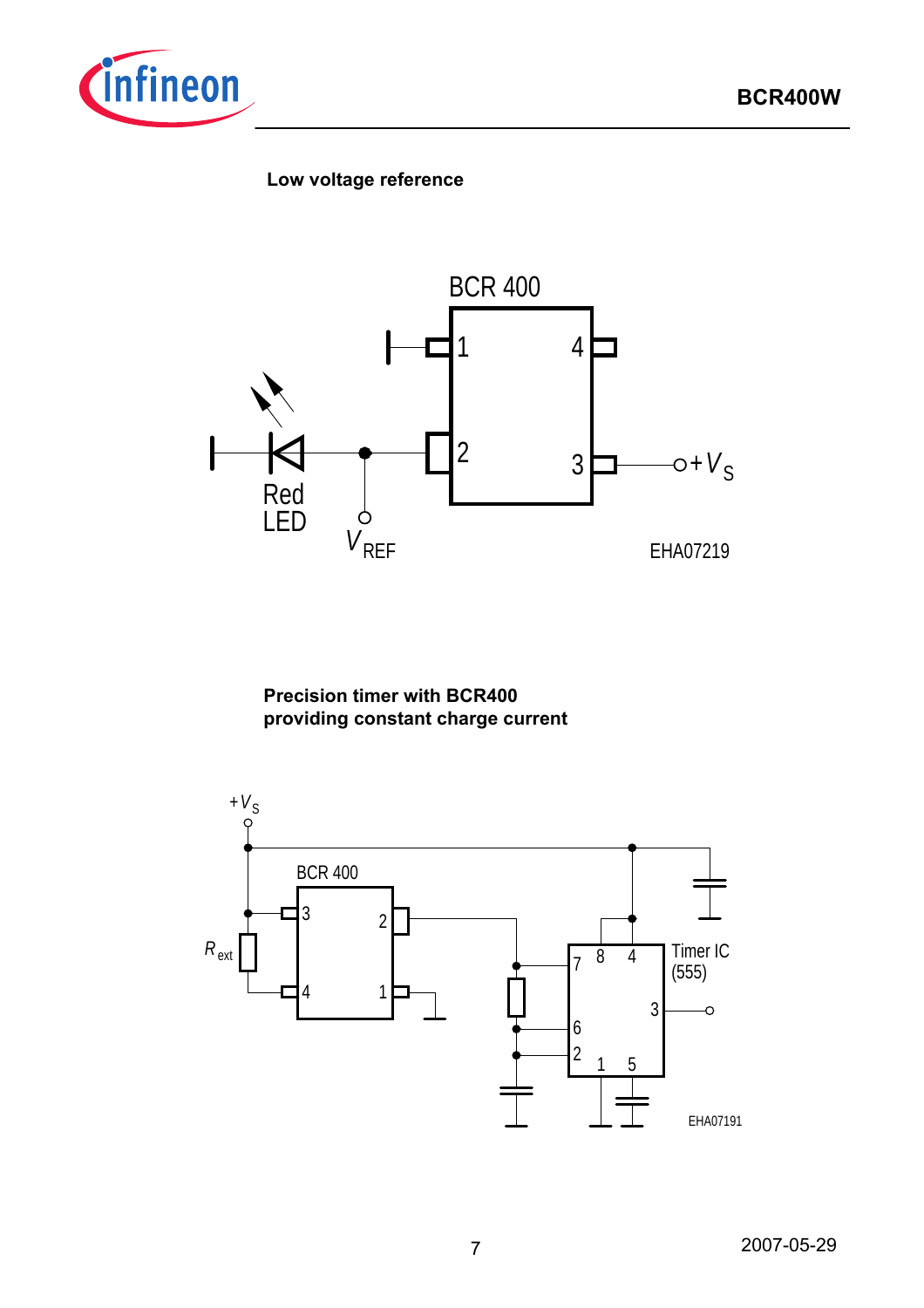**Low voltage reference**

BCR 400

1 4 2 3

Red LED

$V_{REF}$

$+V_S$

EHA07219

**Precision timer with BCR400 providing constant charge current**

$+V_S$

BCR 400

$R_{ext}$

3 2 4 1

Timer IC (555)

7 8 4 3 6 2 1 5

EHA07191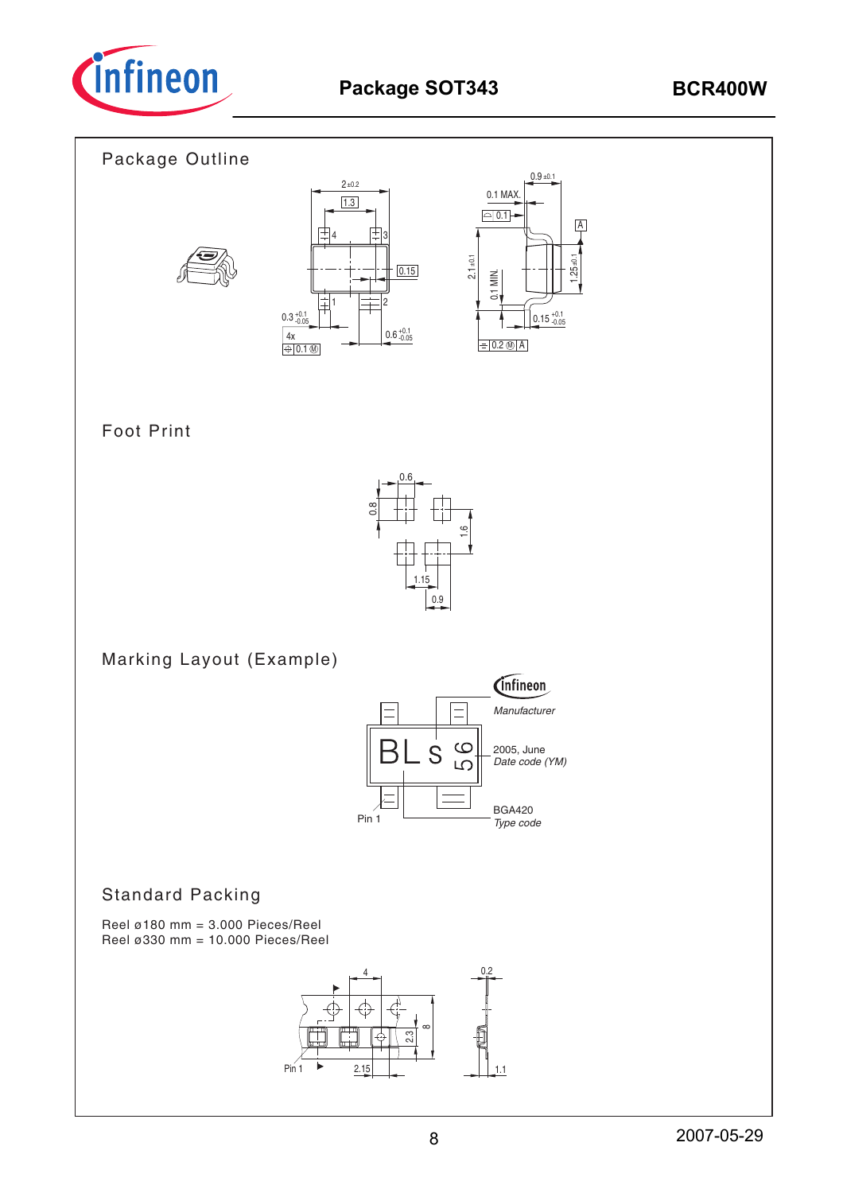## Package SOT343

### Package Outline

### Foot Print

### Marking Layout (Example)

Manufacturer

2005, June
*Date code (YM)*

BGA420
*Type code*

Pin 1

### Standard Packing

Reel ø180 mm = 3.000 Pieces/Reel
Reel ø330 mm = 10.000 Pieces/Reel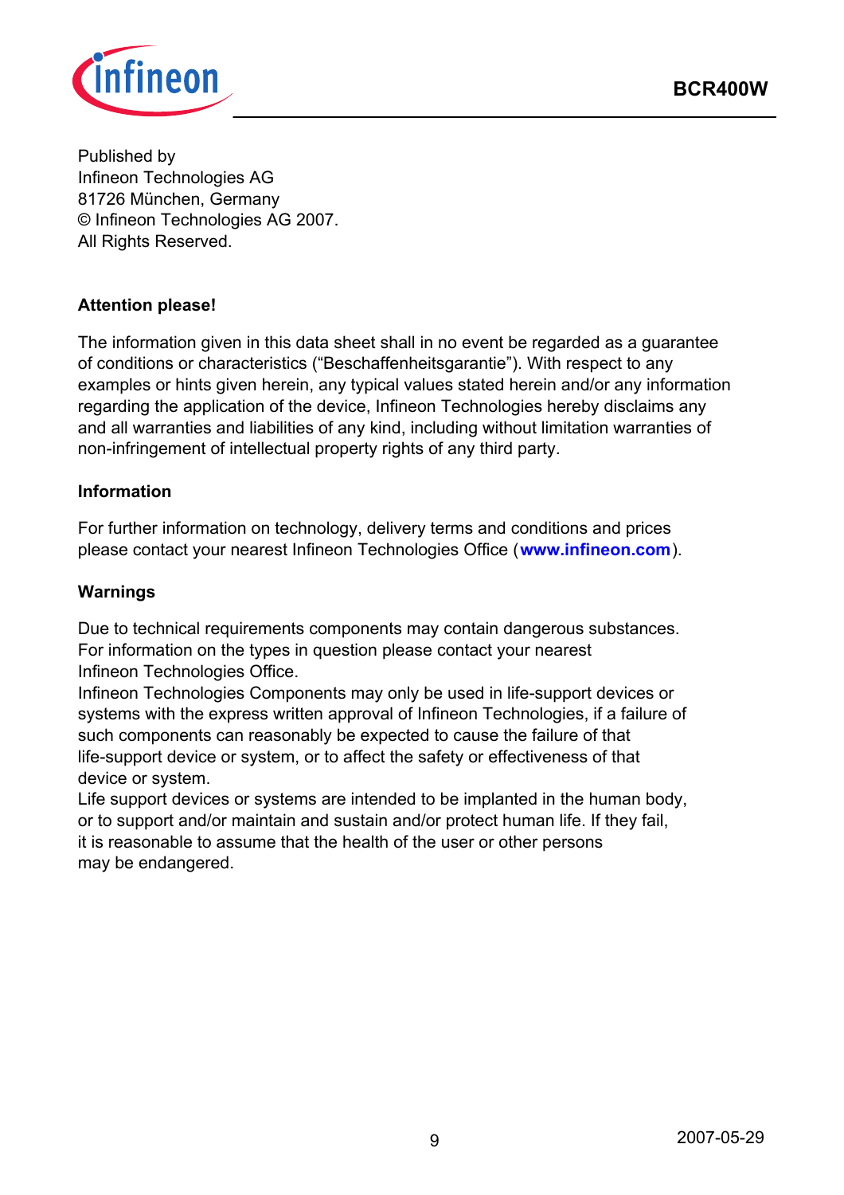Published by
Infineon Technologies AG
81726 München, Germany
© Infineon Technologies AG 2007.
All Rights Reserved.

**Attention please!**

The information given in this data sheet shall in no event be regarded as a guarantee of conditions or characteristics (“Beschaffenheitsgarantie”). With respect to any examples or hints given herein, any typical values stated herein and/or any information regarding the application of the device, Infineon Technologies hereby disclaims any and all warranties and liabilities of any kind, including without limitation warranties of non-infringement of intellectual property rights of any third party.

**Information**

For further information on technology, delivery terms and conditions and prices please contact your nearest Infineon Technologies Office (**www.infineon.com**).

**Warnings**

Due to technical requirements components may contain dangerous substances. For information on the types in question please contact your nearest Infineon Technologies Office.
Infineon Technologies Components may only be used in life-support devices or systems with the express written approval of Infineon Technologies, if a failure of such components can reasonably be expected to cause the failure of that life-support device or system, or to affect the safety or effectiveness of that device or system.
Life support devices or systems are intended to be implanted in the human body, or to support and/or maintain and sustain and/or protect human life. If they fail, it is reasonable to assume that the health of the user or other persons may be endangered.